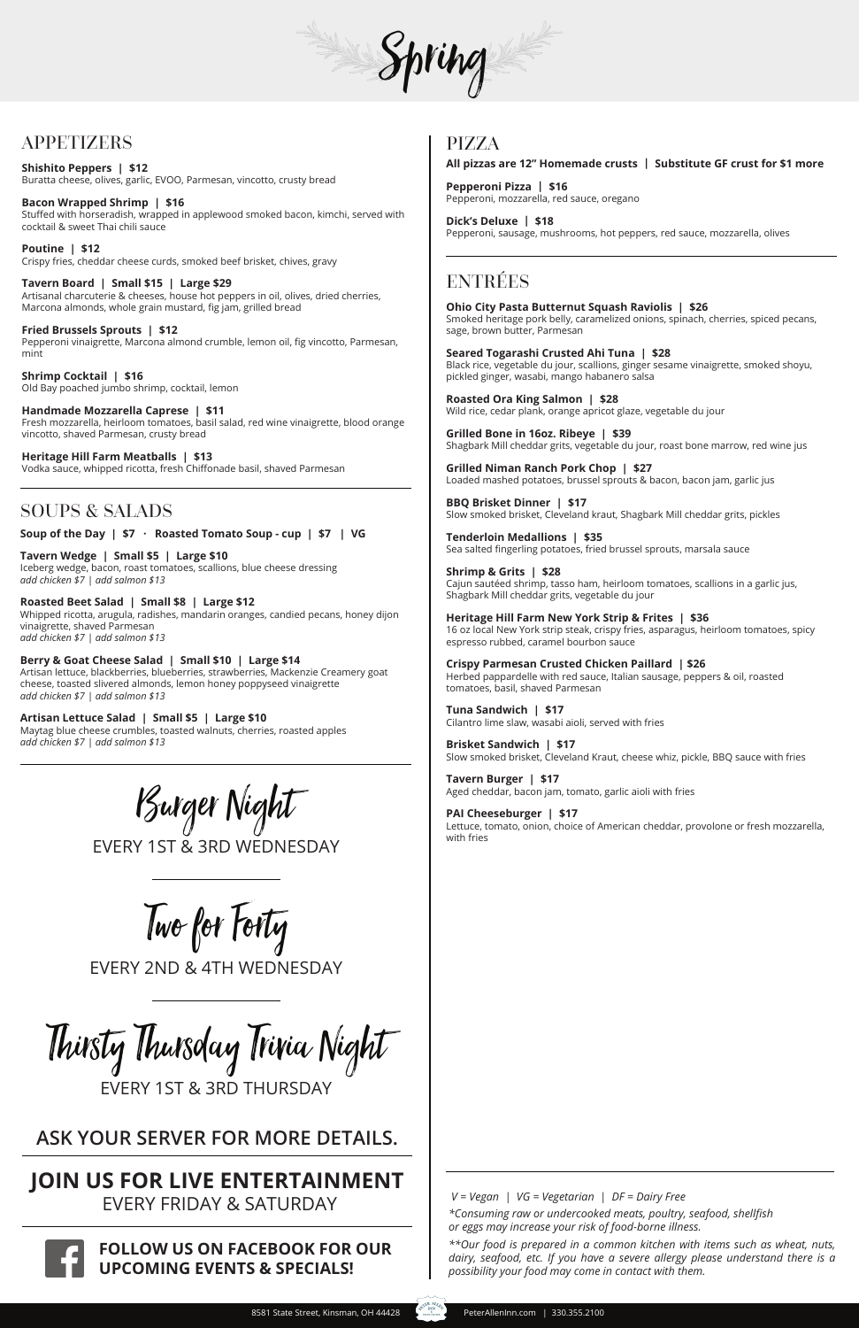# Spring

## APPETIZERS

**Shishito Peppers | $12**
Buratta cheese, olives, garlic, EVOO, Parmesan, vincotto, crusty bread

**Bacon Wrapped Shrimp | $16**
Stuffed with horseradish, wrapped in applewood smoked bacon, kimchi, served with cocktail & sweet Thai chili sauce

**Poutine | $12**
Crispy fries, cheddar cheese curds, smoked beef brisket, chives, gravy

**Tavern Board | Small $15 | Large $29**
Artisanal charcuterie & cheeses, house hot peppers in oil, olives, dried cherries, Marcona almonds, whole grain mustard, fig jam, grilled bread

**Fried Brussels Sprouts | $12**
Pepperoni vinaigrette, Marcona almond crumble, lemon oil, fig vincotto, Parmesan, mint

**Shrimp Cocktail | $16**
Old Bay poached jumbo shrimp, cocktail, lemon

**Handmade Mozzarella Caprese | $11**
Fresh mozzarella, heirloom tomatoes, basil salad, red wine vinaigrette, blood orange vincotto, shaved Parmesan, crusty bread

**Heritage Hill Farm Meatballs | $13**
Vodka sauce, whipped ricotta, fresh Chiffonade basil, shaved Parmesan

## SOUPS & SALADS

**Soup of the Day | $7 · Roasted Tomato Soup - cup | $7 | VG**

**Tavern Wedge | Small $5 | Large $10**
Iceberg wedge, bacon, roast tomatoes, scallions, blue cheese dressing
*add chicken $7 | add salmon $13*

**Roasted Beet Salad | Small $8 | Large $12**
Whipped ricotta, arugula, radishes, mandarin oranges, candied pecans, honey dijon vinaigrette, shaved Parmesan
*add chicken $7 | add salmon $13*

**Berry & Goat Cheese Salad | Small $10 | Large $14**
Artisan lettuce, blackberries, blueberries, strawberries, Mackenzie Creamery goat cheese, toasted slivered almonds, lemon honey poppyseed vinaigrette
*add chicken $7 | add salmon $13*

**Artisan Lettuce Salad | Small $5 | Large $10**
Maytag blue cheese crumbles, toasted walnuts, cherries, roasted apples
*add chicken $7 | add salmon $13*

### Burger Night
EVERY 1ST & 3RD WEDNESDAY

### Two for Forty
EVERY 2ND & 4TH WEDNESDAY

### Thirsty Thursday Trivia Night
EVERY 1ST & 3RD THURSDAY

**ASK YOUR SERVER FOR MORE DETAILS.**

**JOIN US FOR LIVE ENTERTAINMENT**
EVERY FRIDAY & SATURDAY

**FOLLOW US ON FACEBOOK FOR OUR UPCOMING EVENTS & SPECIALS!**

## PIZZA

**All pizzas are 12" Homemade crusts | Substitute GF crust for $1 more**

**Pepperoni Pizza | $16**
Pepperoni, mozzarella, red sauce, oregano

**Dick's Deluxe | $18**
Pepperoni, sausage, mushrooms, hot peppers, red sauce, mozzarella, olives

## ENTRÉES

**Ohio City Pasta Butternut Squash Raviolis | $26**
Smoked heritage pork belly, caramelized onions, spinach, cherries, spiced pecans, sage, brown butter, Parmesan

**Seared Togarashi Crusted Ahi Tuna | $28**
Black rice, vegetable du jour, scallions, ginger sesame vinaigrette, smoked shoyu, pickled ginger, wasabi, mango habanero salsa

**Roasted Ora King Salmon | $28**
Wild rice, cedar plank, orange apricot glaze, vegetable du jour

**Grilled Bone in 16oz. Ribeye | $39**
Shagbark Mill cheddar grits, vegetable du jour, roast bone marrow, red wine jus

**Grilled Niman Ranch Pork Chop | $27**
Loaded mashed potatoes, brussel sprouts & bacon, bacon jam, garlic jus

**BBQ Brisket Dinner | $17**
Slow smoked brisket, Cleveland kraut, Shagbark Mill cheddar grits, pickles

**Tenderloin Medallions | $35**
Sea salted fingerling potatoes, fried brussel sprouts, marsala sauce

**Shrimp & Grits | $28**
Cajun sautéed shrimp, tasso ham, heirloom tomatoes, scallions in a garlic jus, Shagbark Mill cheddar grits, vegetable du jour

**Heritage Hill Farm New York Strip & Frites | $36**
16 oz local New York strip steak, crispy fries, asparagus, heirloom tomatoes, spicy espresso rubbed, caramel bourbon sauce

**Crispy Parmesan Crusted Chicken Paillard | $26**
Herbed pappardelle with red sauce, Italian sausage, peppers & oil, roasted tomatoes, basil, shaved Parmesan

**Tuna Sandwich | $17**
Cilantro lime slaw, wasabi aioli, served with fries

**Brisket Sandwich | $17**
Slow smoked brisket, Cleveland Kraut, cheese whiz, pickle, BBQ sauce with fries

**Tavern Burger | $17**
Aged cheddar, bacon jam, tomato, garlic aioli with fries

**PAI Cheeseburger | $17**
Lettuce, tomato, onion, choice of American cheddar, provolone or fresh mozzarella, with fries

*V = Vegan | VG = Vegetarian | DF = Dairy Free*

**Consuming raw or undercooked meats, poultry, seafood, shellfish or eggs may increase your risk of food-borne illness.*

***Our food is prepared in a common kitchen with items such as wheat, nuts, dairy, seafood, etc. If you have a severe allergy please understand there is a possibility your food may come in contact with them.*

8581 State Street, Kinsman, OH 44428 | PeterAllenInn.com | 330.355.2100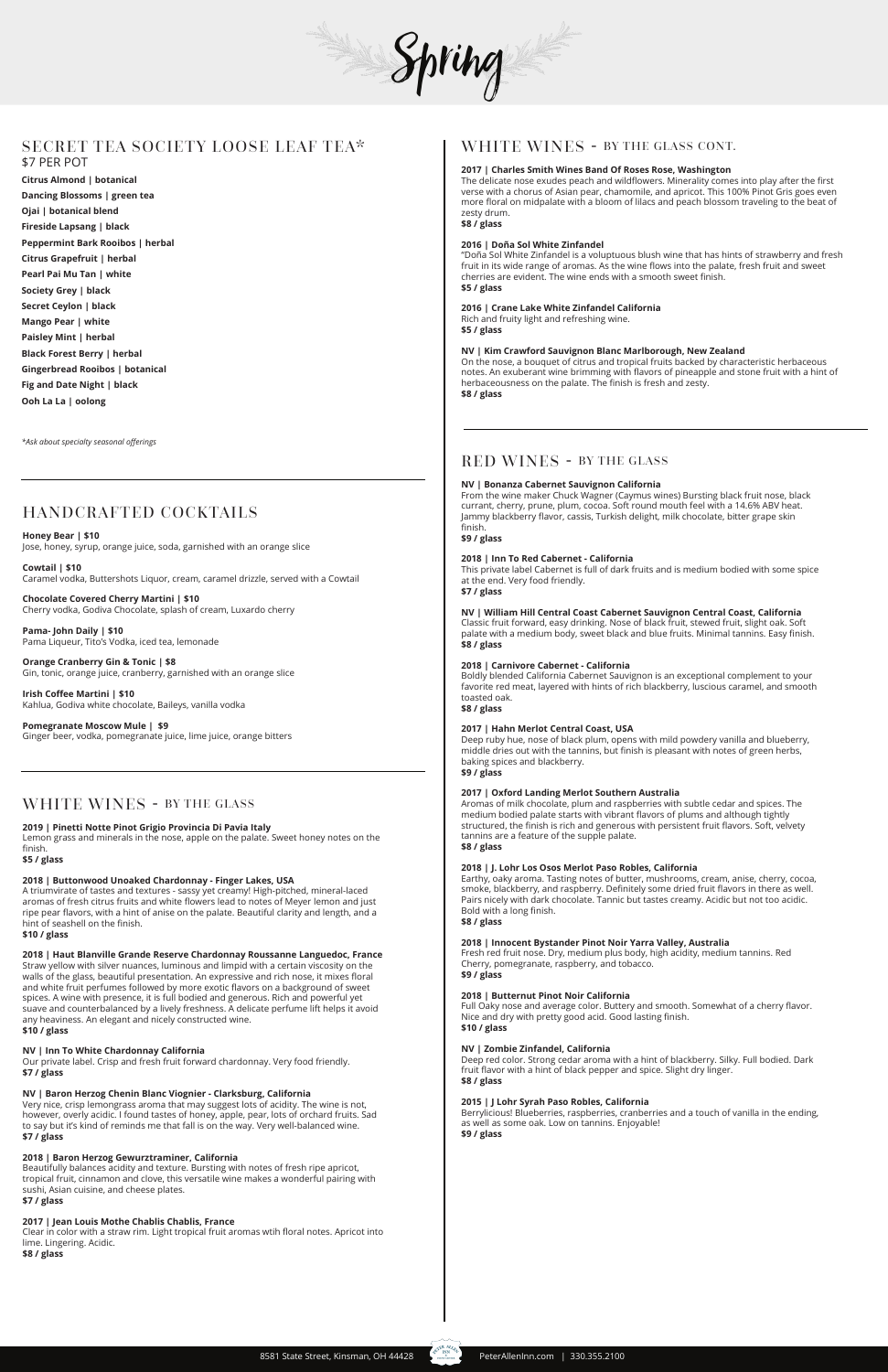# Spring

## SECRET TEA SOCIETY LOOSE LEAF TEA*

$7 PER POT

**Citrus Almond | botanical**
**Dancing Blossoms | green tea**
**Ojai | botanical blend**
**Fireside Lapsang | black**
**Peppermint Bark Rooibos | herbal**
**Citrus Grapefruit | herbal**
**Pearl Pai Mu Tan | white**
**Society Grey | black**
**Secret Ceylon | black**
**Mango Pear | white**
**Paisley Mint | herbal**
**Black Forest Berry | herbal**
**Gingerbread Rooibos | botanical**
**Fig and Date Night | black**
**Ooh La La | oolong**

*\*Ask about specialty seasonal offerings*

## HANDCRAFTED COCKTAILS

**Honey Bear | $10**
Jose, honey, syrup, orange juice, soda, garnished with an orange slice

**Cowtail | $10**
Caramel vodka, Buttershots Liquor, cream, caramel drizzle, served with a Cowtail

**Chocolate Covered Cherry Martini | $10**
Cherry vodka, Godiva Chocolate, splash of cream, Luxardo cherry

**Pama- John Daily | $10**
Pama Liqueur, Tito's Vodka, iced tea, lemonade

**Orange Cranberry Gin & Tonic | $8**
Gin, tonic, orange juice, cranberry, garnished with an orange slice

**Irish Coffee Martini | $10**
Kahlua, Godiva white chocolate, Baileys, vanilla vodka

**Pomegranate Moscow Mule | $9**
Ginger beer, vodka, pomegranate juice, lime juice, orange bitters

## WHITE WINES - BY THE GLASS

**2019 | Pinetti Notte Pinot Grigio Provincia Di Pavia Italy**
Lemon grass and minerals in the nose, apple on the palate. Sweet honey notes on the finish.
**$5 / glass**

**2018 | Buttonwood Unoaked Chardonnay - Finger Lakes, USA**
A triumvirate of tastes and textures - sassy yet creamy! High-pitched, mineral-laced aromas of fresh citrus fruits and white flowers lead to notes of Meyer lemon and just ripe pear flavors, with a hint of anise on the palate. Beautiful clarity and length, and a hint of seashell on the finish.
**$10 / glass**

**2018 | Haut Blanville Grande Reserve Chardonnay Roussanne Languedoc, France**
Straw yellow with silver nuances, luminous and limpid with a certain viscosity on the walls of the glass, beautiful presentation. An expressive and rich nose, it mixes floral and white fruit perfumes followed by more exotic flavors on a background of sweet spices. A wine with presence, it is full bodied and generous. Rich and powerful yet suave and counterbalanced by a lively freshness. A delicate perfume lift helps it avoid any heaviness. An elegant and nicely constructed wine.
**$10 / glass**

**NV | Inn To White Chardonnay California**
Our private label. Crisp and fresh fruit forward chardonnay. Very food friendly.
**$7 / glass**

**NV | Baron Herzog Chenin Blanc Viognier - Clarksburg, California**
Very nice, crisp lemongrass aroma that may suggest lots of acidity. The wine is not, however, overly acidic. I found tastes of honey, apple, pear, lots of orchard fruits. Sad to say but it's kind of reminds me that fall is on the way. Very well-balanced wine.
**$7 / glass**

**2018 | Baron Herzog Gewurztraminer, California**
Beautifully balances acidity and texture. Bursting with notes of fresh ripe apricot, tropical fruit, cinnamon and clove, this versatile wine makes a wonderful pairing with sushi, Asian cuisine, and cheese plates.
**$7 / glass**

**2017 | Jean Louis Mothe Chablis Chablis, France**
Clear in color with a straw rim. Light tropical fruit aromas wtih floral notes. Apricot into lime. Lingering. Acidic.
**$8 / glass**

## WHITE WINES - BY THE GLASS CONT.

**2017 | Charles Smith Wines Band Of Roses Rose, Washington**
The delicate nose exudes peach and wildflowers. Minerality comes into play after the first verse with a chorus of Asian pear, chamomile, and apricot. This 100% Pinot Gris goes even more floral on midpalate with a bloom of lilacs and peach blossom traveling to the beat of zesty drum.
**$8 / glass**

**2016 | Doña Sol White Zinfandel**
"Doña Sol White Zinfandel is a voluptuous blush wine that has hints of strawberry and fresh fruit in its wide range of aromas. As the wine flows into the palate, fresh fruit and sweet cherries are evident. The wine ends with a smooth sweet finish.
**$5 / glass**

**2016 | Crane Lake White Zinfandel California**
Rich and fruity light and refreshing wine.
**$5 / glass**

**NV | Kim Crawford Sauvignon Blanc Marlborough, New Zealand**
On the nose, a bouquet of citrus and tropical fruits backed by characteristic herbaceous notes. An exuberant wine brimming with flavors of pineapple and stone fruit with a hint of herbaceousness on the palate. The finish is fresh and zesty.
**$8 / glass**

## RED WINES - BY THE GLASS

**NV | Bonanza Cabernet Sauvignon California**
From the wine maker Chuck Wagner (Caymus wines) Bursting black fruit nose, black currant, cherry, prune, plum, cocoa. Soft round mouth feel with a 14.6% ABV heat. Jammy blackberry flavor, cassis, Turkish delight, milk chocolate, bitter grape skin finish.
**$9 / glass**

**2018 | Inn To Red Cabernet - California**
This private label Cabernet is full of dark fruits and is medium bodied with some spice at the end. Very food friendly.
**$7 / glass**

**NV | William Hill Central Coast Cabernet Sauvignon Central Coast, California**
Classic fruit forward, easy drinking. Nose of black fruit, stewed fruit, slight oak. Soft palate with a medium body, sweet black and blue fruits. Minimal tannins. Easy finish.
**$8 / glass**

**2018 | Carnivore Cabernet - California**
Boldly blended California Cabernet Sauvignon is an exceptional complement to your favorite red meat, layered with hints of rich blackberry, luscious caramel, and smooth toasted oak.
**$8 / glass**

**2017 | Hahn Merlot Central Coast, USA**
Deep ruby hue, nose of black plum, opens with mild powdery vanilla and blueberry, middle dries out with the tannins, but finish is pleasant with notes of green herbs, baking spices and blackberry.
**$9 / glass**

**2017 | Oxford Landing Merlot Southern Australia**
Aromas of milk chocolate, plum and raspberries with subtle cedar and spices. The medium bodied palate starts with vibrant flavors of plums and although tightly structured, the finish is rich and generous with persistent fruit flavors. Soft, velvety tannins are a feature of the supple palate.
**$8 / glass**

**2018 | J. Lohr Los Osos Merlot Paso Robles, California**
Earthy, oaky aroma. Tasting notes of butter, mushrooms, cream, anise, cherry, cocoa, smoke, blackberry, and raspberry. Definitely some dried fruit flavors in there as well. Pairs nicely with dark chocolate. Tannic but tastes creamy. Acidic but not too acidic. Bold with a long finish.
**$8 / glass**

**2018 | Innocent Bystander Pinot Noir Yarra Valley, Australia**
Fresh red fruit nose. Dry, medium plus body, high acidity, medium tannins. Red Cherry, pomegranate, raspberry, and tobacco.
**$9 / glass**

**2018 | Butternut Pinot Noir California**
Full Oaky nose and average color. Buttery and smooth. Somewhat of a cherry flavor. Nice and dry with pretty good acid. Good lasting finish.
**$10 / glass**

**NV | Zombie Zinfandel, California**
Deep red color. Strong cedar aroma with a hint of blackberry. Silky. Full bodied. Dark fruit flavor with a hint of black pepper and spice. Slight dry linger.
**$8 / glass**

**2015 | J Lohr Syrah Paso Robles, California**
Berrylicious! Blueberries, raspberries, cranberries and a touch of vanilla in the ending, as well as some oak. Low on tannins. Enjoyable!
**$9 / glass**

8581 State Street, Kinsman, OH 44428 | PeterAllenInn.com | 330.355.2100